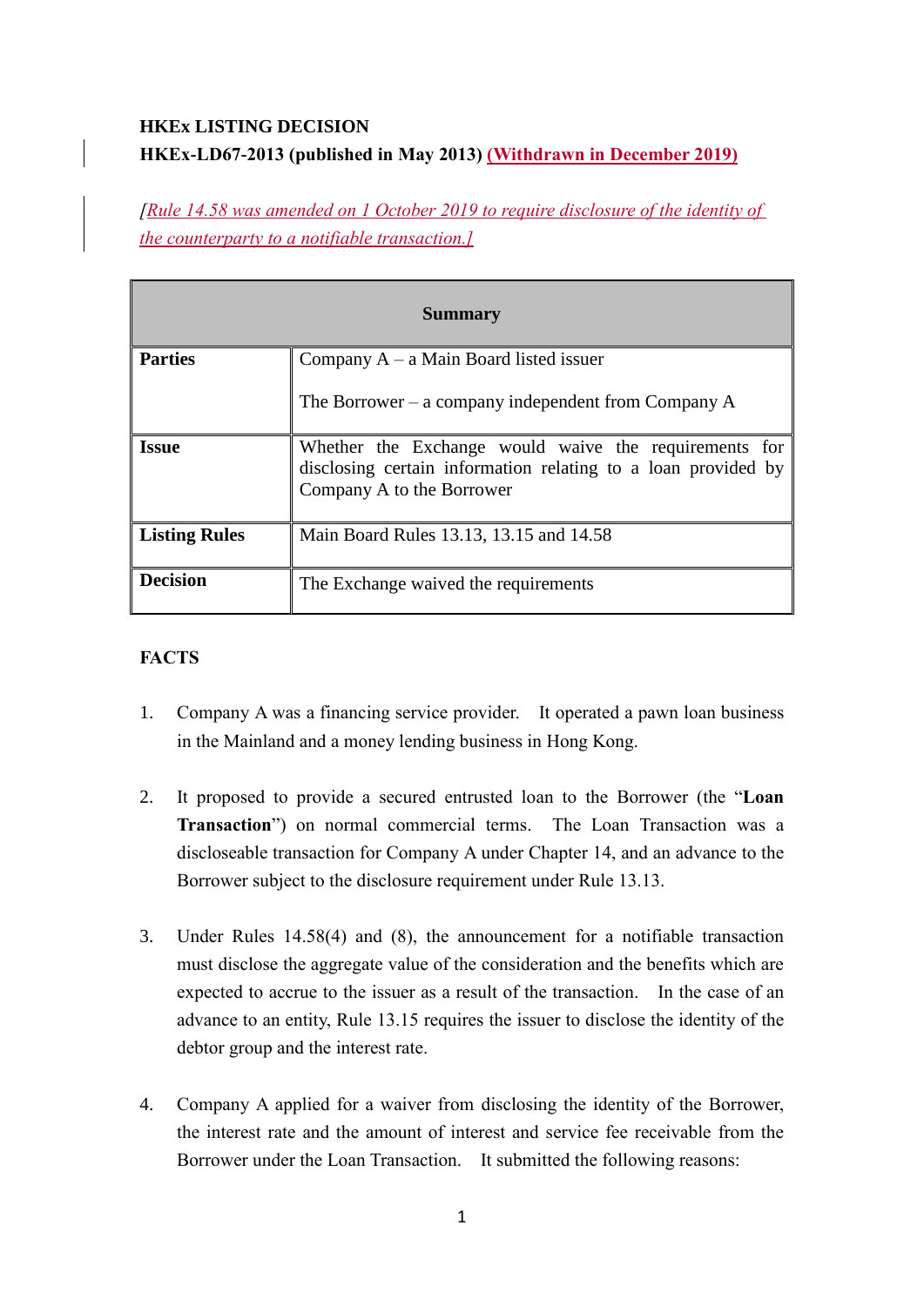**HKEx LISTING DECISION**

**HKEx-LD67-2013 (published in May 2013) (Withdrawn in December 2019)**

*[Rule 14.58 was amended on 1 October 2019 to require disclosure of the identity of the counterparty to a notifiable transaction.]*

| Summary | |
|---|---|
| **Parties** | Company A – a Main Board listed issuer<br><br>The Borrower – a company independent from Company A |
| **Issue** | Whether the Exchange would waive the requirements for disclosing certain information relating to a loan provided by Company A to the Borrower |
| **Listing Rules** | Main Board Rules 13.13, 13.15 and 14.58 |
| **Decision** | The Exchange waived the requirements |

**FACTS**

1. Company A was a financing service provider. It operated a pawn loan business in the Mainland and a money lending business in Hong Kong.

2. It proposed to provide a secured entrusted loan to the Borrower (the "**Loan Transaction**") on normal commercial terms. The Loan Transaction was a discloseable transaction for Company A under Chapter 14, and an advance to the Borrower subject to the disclosure requirement under Rule 13.13.

3. Under Rules 14.58(4) and (8), the announcement for a notifiable transaction must disclose the aggregate value of the consideration and the benefits which are expected to accrue to the issuer as a result of the transaction. In the case of an advance to an entity, Rule 13.15 requires the issuer to disclose the identity of the debtor group and the interest rate.

4. Company A applied for a waiver from disclosing the identity of the Borrower, the interest rate and the amount of interest and service fee receivable from the Borrower under the Loan Transaction. It submitted the following reasons: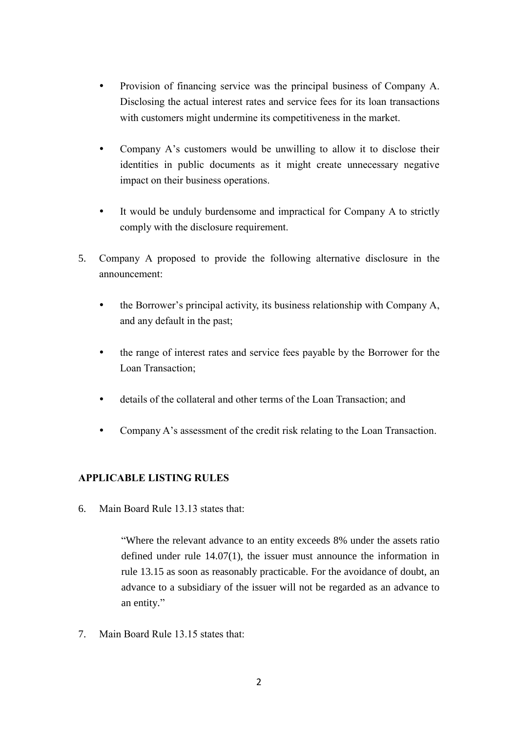- Provision of financing service was the principal business of Company A. Disclosing the actual interest rates and service fees for its loan transactions with customers might undermine its competitiveness in the market.

- Company A's customers would be unwilling to allow it to disclose their identities in public documents as it might create unnecessary negative impact on their business operations.

- It would be unduly burdensome and impractical for Company A to strictly comply with the disclosure requirement.

5. Company A proposed to provide the following alternative disclosure in the announcement:

   - the Borrower's principal activity, its business relationship with Company A, and any default in the past;

   - the range of interest rates and service fees payable by the Borrower for the Loan Transaction;

   - details of the collateral and other terms of the Loan Transaction; and

   - Company A's assessment of the credit risk relating to the Loan Transaction.

## APPLICABLE LISTING RULES

6. Main Board Rule 13.13 states that:

   > "Where the relevant advance to an entity exceeds 8% under the assets ratio defined under rule 14.07(1), the issuer must announce the information in rule 13.15 as soon as reasonably practicable. For the avoidance of doubt, an advance to a subsidiary of the issuer will not be regarded as an advance to an entity."

7. Main Board Rule 13.15 states that: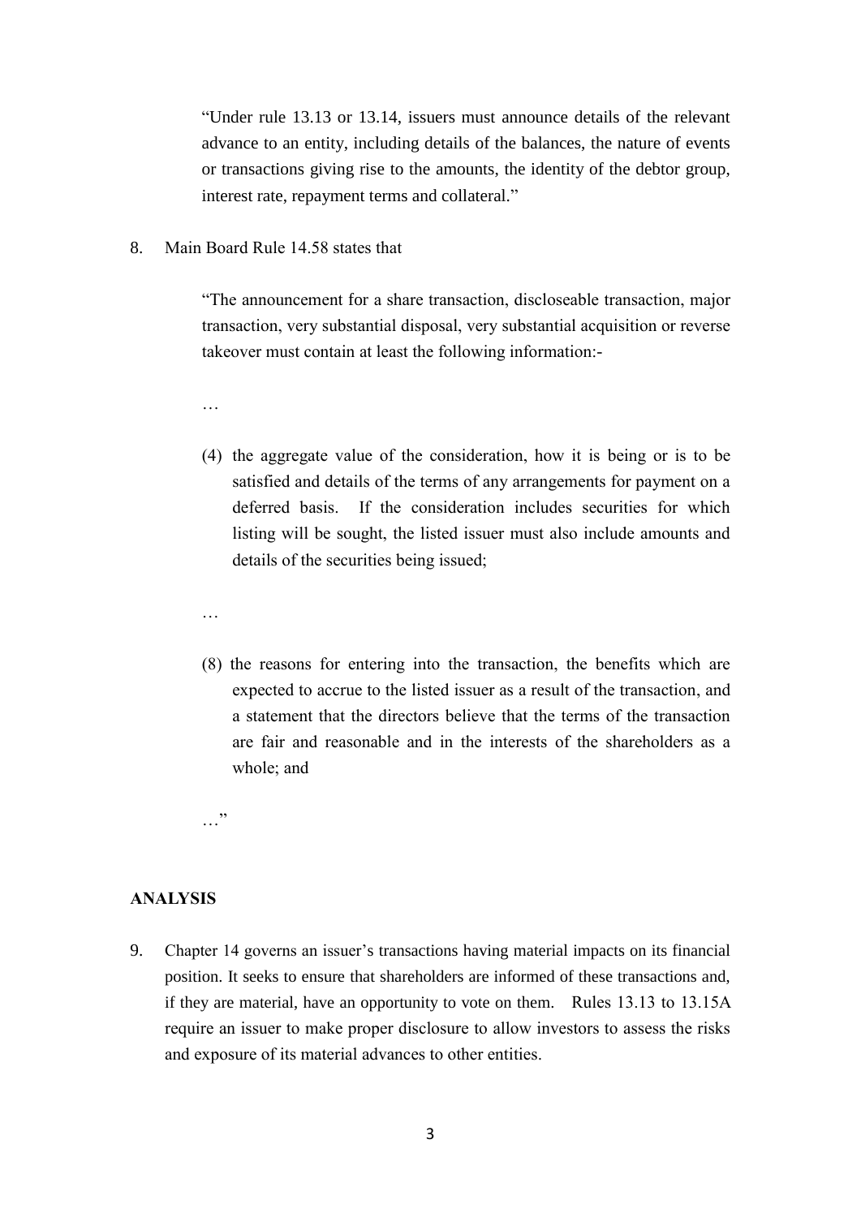> "Under rule 13.13 or 13.14, issuers must announce details of the relevant advance to an entity, including details of the balances, the nature of events or transactions giving rise to the amounts, the identity of the debtor group, interest rate, repayment terms and collateral."

8. Main Board Rule 14.58 states that

> "The announcement for a share transaction, discloseable transaction, major transaction, very substantial disposal, very substantial acquisition or reverse takeover must contain at least the following information:-
>
> …
>
> (4) the aggregate value of the consideration, how it is being or is to be satisfied and details of the terms of any arrangements for payment on a deferred basis. If the consideration includes securities for which listing will be sought, the listed issuer must also include amounts and details of the securities being issued;
>
> …
>
> (8) the reasons for entering into the transaction, the benefits which are expected to accrue to the listed issuer as a result of the transaction, and a statement that the directors believe that the terms of the transaction are fair and reasonable and in the interests of the shareholders as a whole; and
>
> …"

## ANALYSIS

9. Chapter 14 governs an issuer's transactions having material impacts on its financial position. It seeks to ensure that shareholders are informed of these transactions and, if they are material, have an opportunity to vote on them. Rules 13.13 to 13.15A require an issuer to make proper disclosure to allow investors to assess the risks and exposure of its material advances to other entities.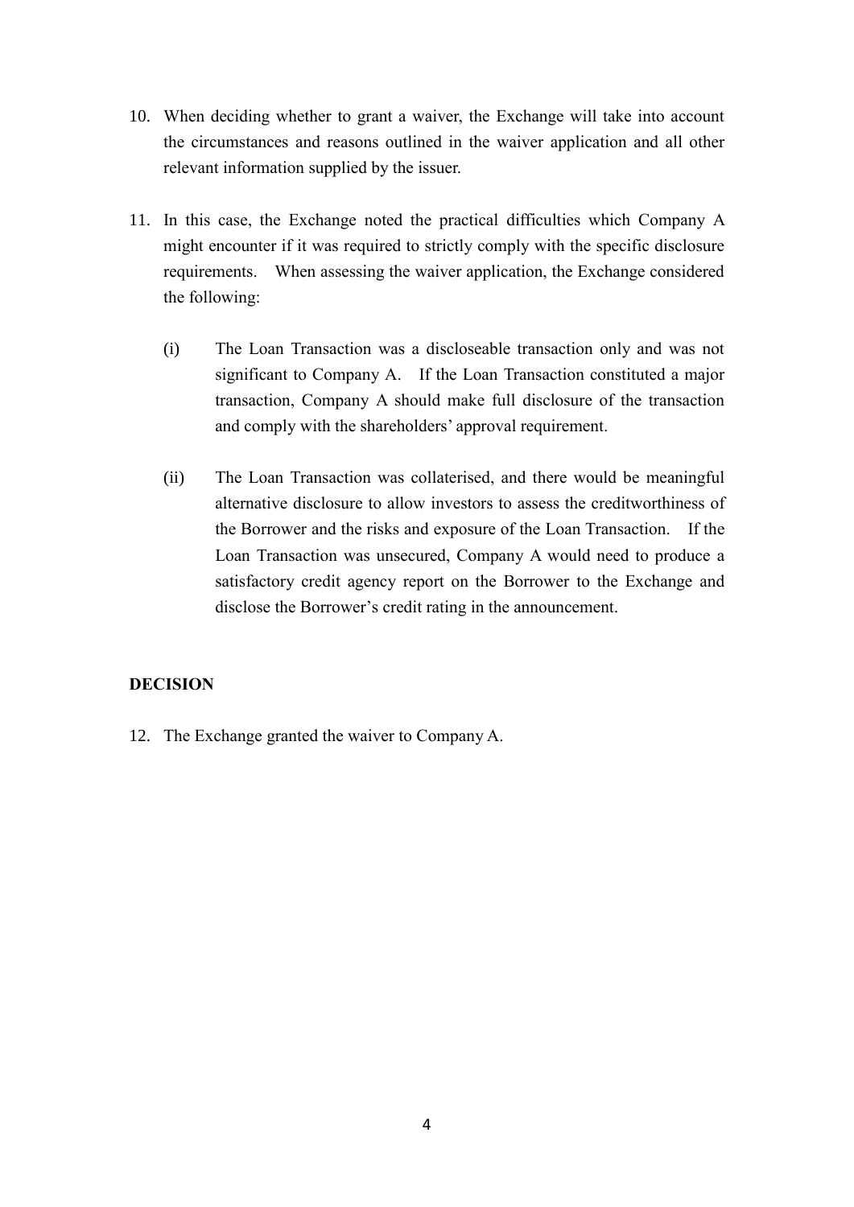10. When deciding whether to grant a waiver, the Exchange will take into account the circumstances and reasons outlined in the waiver application and all other relevant information supplied by the issuer.

11. In this case, the Exchange noted the practical difficulties which Company A might encounter if it was required to strictly comply with the specific disclosure requirements. When assessing the waiver application, the Exchange considered the following:

    (i) The Loan Transaction was a discloseable transaction only and was not significant to Company A. If the Loan Transaction constituted a major transaction, Company A should make full disclosure of the transaction and comply with the shareholders' approval requirement.

    (ii) The Loan Transaction was collaterised, and there would be meaningful alternative disclosure to allow investors to assess the creditworthiness of the Borrower and the risks and exposure of the Loan Transaction. If the Loan Transaction was unsecured, Company A would need to produce a satisfactory credit agency report on the Borrower to the Exchange and disclose the Borrower's credit rating in the announcement.

## DECISION

12. The Exchange granted the waiver to Company A.